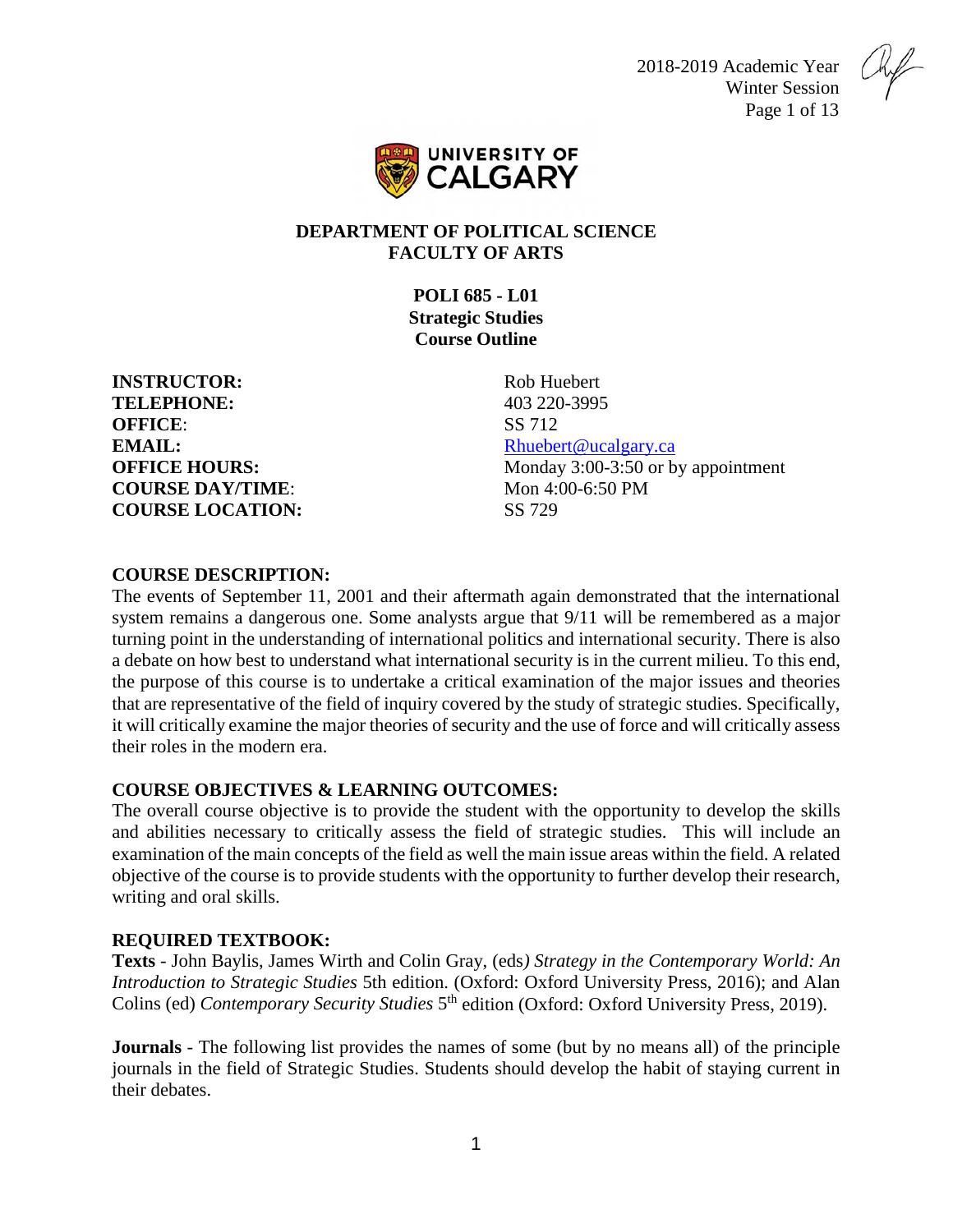2018-2019 Academic Year
Winter Session

**DEPARTMENT OF POLITICAL SCIENCE**
**FACULTY OF ARTS**

# POLI 685 - L01
## Strategic Studies
## Course Outline

| | |
|---|---|
| **INSTRUCTOR:** | Rob Huebert |
| **TELEPHONE:** | 403 220-3995 |
| **OFFICE**: | SS 712 |
| **EMAIL:** | Rhuebert@ucalgary.ca |
| **OFFICE HOURS:** | Monday 3:00-3:50 or by appointment |
| **COURSE DAY/TIME**: | Mon 4:00-6:50 PM |
| **COURSE LOCATION:** | SS 729 |

### COURSE DESCRIPTION:

The events of September 11, 2001 and their aftermath again demonstrated that the international system remains a dangerous one. Some analysts argue that 9/11 will be remembered as a major turning point in the understanding of international politics and international security. There is also a debate on how best to understand what international security is in the current milieu. To this end, the purpose of this course is to undertake a critical examination of the major issues and theories that are representative of the field of inquiry covered by the study of strategic studies. Specifically, it will critically examine the major theories of security and the use of force and will critically assess their roles in the modern era.

### COURSE OBJECTIVES & LEARNING OUTCOMES:

The overall course objective is to provide the student with the opportunity to develop the skills and abilities necessary to critically assess the field of strategic studies. This will include an examination of the main concepts of the field as well the main issue areas within the field. A related objective of the course is to provide students with the opportunity to further develop their research, writing and oral skills.

### REQUIRED TEXTBOOK:

**Texts** - John Baylis, James Wirth and Colin Gray, (eds*) Strategy in the Contemporary World: An Introduction to Strategic Studies* 5th edition. (Oxford: Oxford University Press, 2016); and Alan Colins (ed) *Contemporary Security Studies* 5th edition (Oxford: Oxford University Press, 2019).

**Journals** - The following list provides the names of some (but by no means all) of the principle journals in the field of Strategic Studies. Students should develop the habit of staying current in their debates.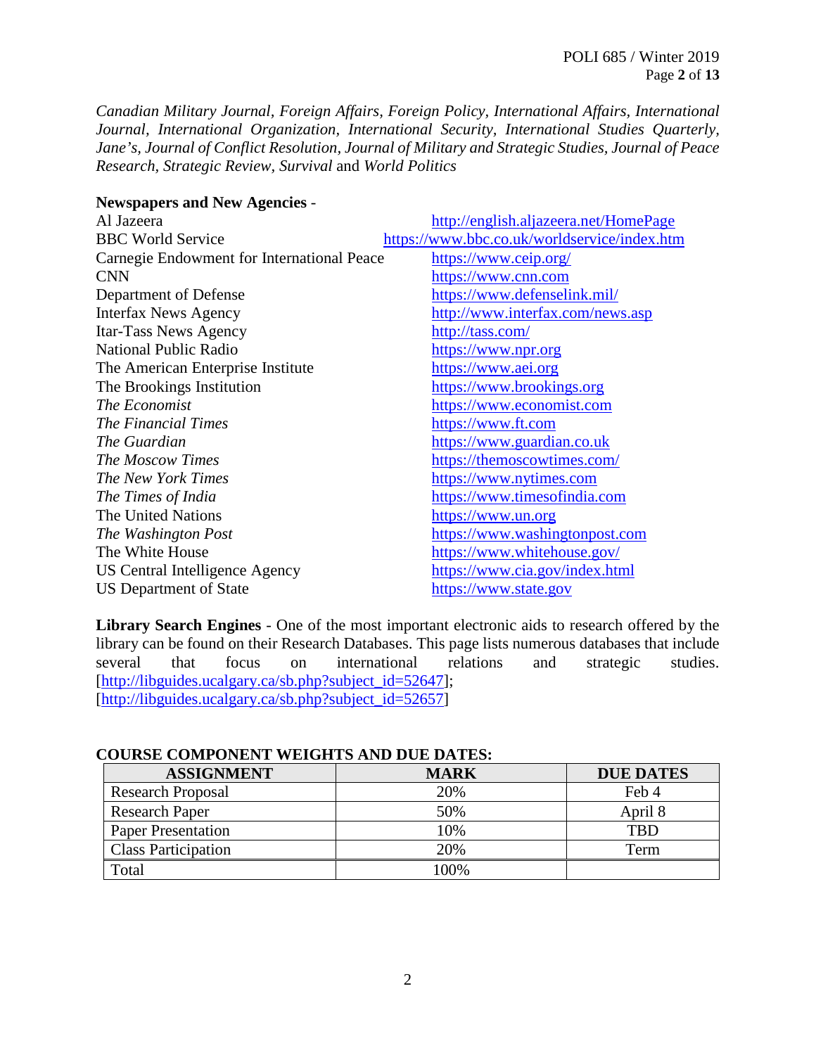*Canadian Military Journal, Foreign Affairs, Foreign Policy, International Affairs, International Journal, International Organization, International Security, International Studies Quarterly, Jane's, Journal of Conflict Resolution, Journal of Military and Strategic Studies, Journal of Peace Research, Strategic Review, Survival* and *World Politics*

**Newspapers and New Agencies** -

| | |
|---|---|
| Al Jazeera | http://english.aljazeera.net/HomePage |
| BBC World Service | https://www.bbc.co.uk/worldservice/index.htm |
| Carnegie Endowment for International Peace | https://www.ceip.org/ |
| CNN | https://www.cnn.com |
| Department of Defense | https://www.defenselink.mil/ |
| Interfax News Agency | http://www.interfax.com/news.asp |
| Itar-Tass News Agency | http://tass.com/ |
| National Public Radio | https://www.npr.org |
| The American Enterprise Institute | https://www.aei.org |
| The Brookings Institution | https://www.brookings.org |
| *The Economist* | https://www.economist.com |
| *The Financial Times* | https://www.ft.com |
| *The Guardian* | https://www.guardian.co.uk |
| *The Moscow Times* | https://themoscowtimes.com/ |
| *The New York Times* | https://www.nytimes.com |
| *The Times of India* | https://www.timesofindia.com |
| The United Nations | https://www.un.org |
| *The Washington Post* | https://www.washingtonpost.com |
| The White House | https://www.whitehouse.gov/ |
| US Central Intelligence Agency | https://www.cia.gov/index.html |
| US Department of State | https://www.state.gov |

**Library Search Engines** - One of the most important electronic aids to research offered by the library can be found on their Research Databases. This page lists numerous databases that include several that focus on international relations and strategic studies. [http://libguides.ucalgary.ca/sb.php?subject_id=52647]; [http://libguides.ucalgary.ca/sb.php?subject_id=52657]

**COURSE COMPONENT WEIGHTS AND DUE DATES:**

| ASSIGNMENT | MARK | DUE DATES |
|---|---|---|
| Research Proposal | 20% | Feb 4 |
| Research Paper | 50% | April 8 |
| Paper Presentation | 10% | TBD |
| Class Participation | 20% | Term |
| Total | 100% | |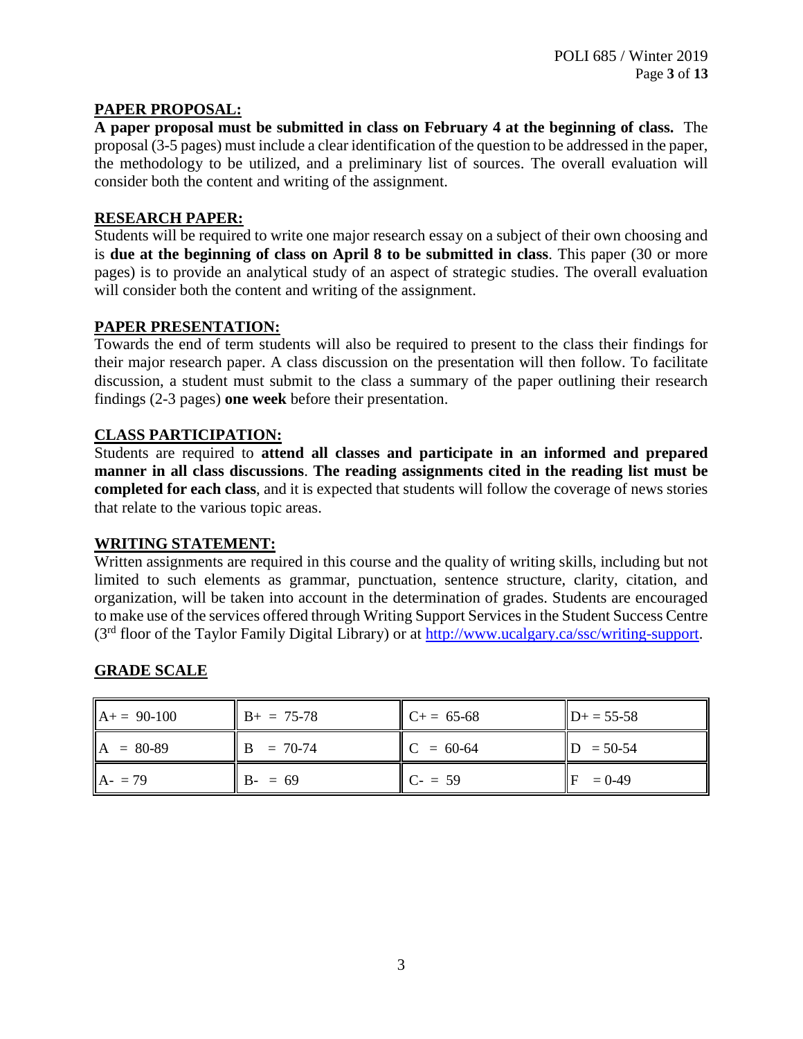## PAPER PROPOSAL:

**A paper proposal must be submitted in class on February 4 at the beginning of class.** The proposal (3-5 pages) must include a clear identification of the question to be addressed in the paper, the methodology to be utilized, and a preliminary list of sources. The overall evaluation will consider both the content and writing of the assignment.

## RESEARCH PAPER:

Students will be required to write one major research essay on a subject of their own choosing and is **due at the beginning of class on April 8 to be submitted in class**. This paper (30 or more pages) is to provide an analytical study of an aspect of strategic studies. The overall evaluation will consider both the content and writing of the assignment.

## PAPER PRESENTATION:

Towards the end of term students will also be required to present to the class their findings for their major research paper. A class discussion on the presentation will then follow. To facilitate discussion, a student must submit to the class a summary of the paper outlining their research findings (2-3 pages) **one week** before their presentation.

## CLASS PARTICIPATION:

Students are required to **attend all classes and participate in an informed and prepared manner in all class discussions**. **The reading assignments cited in the reading list must be completed for each class**, and it is expected that students will follow the coverage of news stories that relate to the various topic areas.

## WRITING STATEMENT:

Written assignments are required in this course and the quality of writing skills, including but not limited to such elements as grammar, punctuation, sentence structure, clarity, citation, and organization, will be taken into account in the determination of grades. Students are encouraged to make use of the services offered through Writing Support Services in the Student Success Centre (3rd floor of the Taylor Family Digital Library) or at http://www.ucalgary.ca/ssc/writing-support.

## GRADE SCALE

| | | | |
|---|---|---|---|
| A+ = 90-100 | B+ = 75-78 | C+ = 65-68 | D+ = 55-58 |
| A = 80-89 | B = 70-74 | C = 60-64 | D = 50-54 |
| A- = 79 | B- = 69 | C- = 59 | F = 0-49 |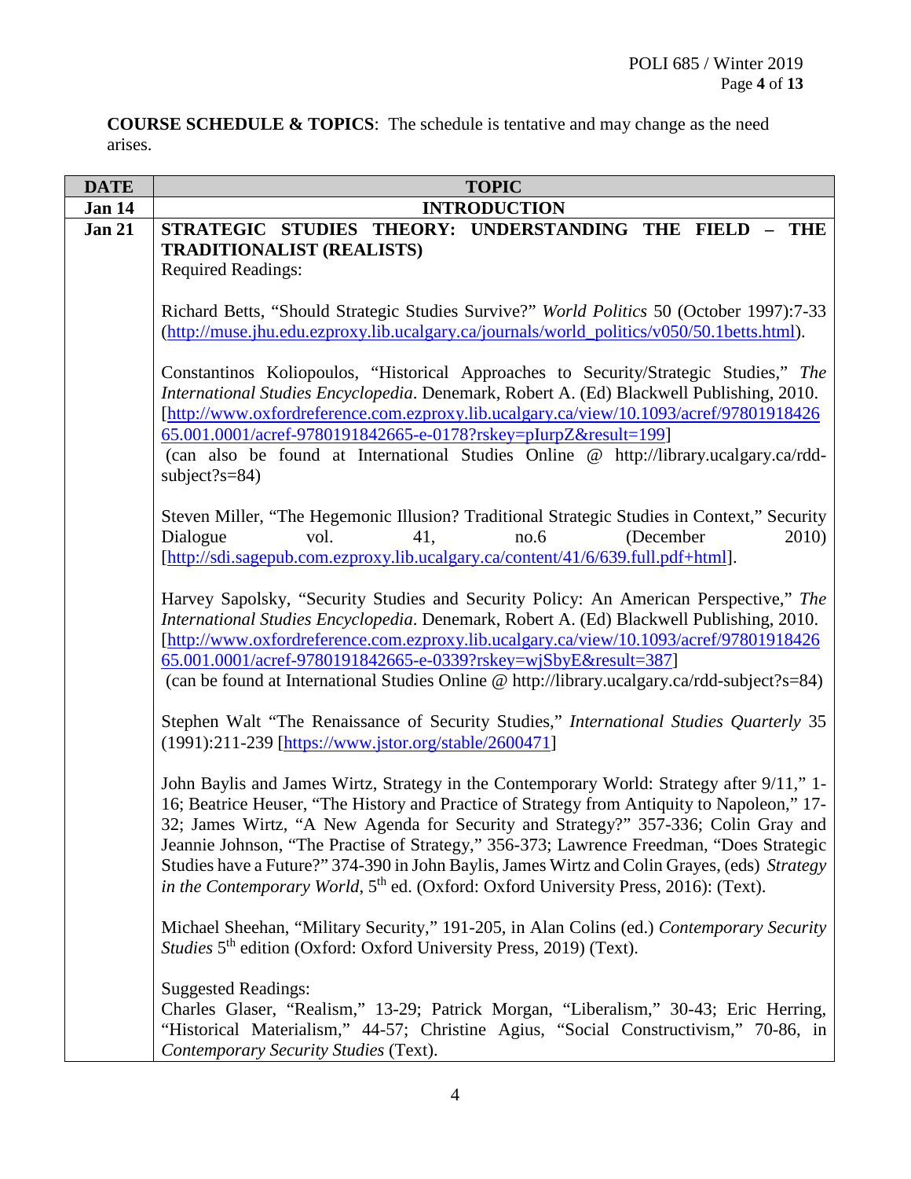**COURSE SCHEDULE & TOPICS**: The schedule is tentative and may change as the need arises.

| DATE | TOPIC |
| --- | --- |
| **Jan 14** | **INTRODUCTION** |
| **Jan 21** | **STRATEGIC STUDIES THEORY: UNDERSTANDING THE FIELD – THE TRADITIONALIST (REALISTS)**<br>Required Readings:<br><br>Richard Betts, "Should Strategic Studies Survive?" *World Politics* 50 (October 1997):7-33 (http://muse.jhu.edu.ezproxy.lib.ucalgary.ca/journals/world_politics/v050/50.1betts.html).<br><br>Constantinos Koliopoulos, "Historical Approaches to Security/Strategic Studies," *The International Studies Encyclopedia*. Denemark, Robert A. (Ed) Blackwell Publishing, 2010. [http://www.oxfordreference.com.ezproxy.lib.ucalgary.ca/view/10.1093/acref/9780191842665.001.0001/acref-9780191842665-e-0178?rskey=pIurpZ&result=199]<br>(can also be found at International Studies Online @ http://library.ucalgary.ca/rdd-subject?s=84)<br><br>Steven Miller, "The Hegemonic Illusion? Traditional Strategic Studies in Context," Security Dialogue vol. 41, no.6 (December 2010) [http://sdi.sagepub.com.ezproxy.lib.ucalgary.ca/content/41/6/639.full.pdf+html].<br><br>Harvey Sapolsky, "Security Studies and Security Policy: An American Perspective," *The International Studies Encyclopedia*. Denemark, Robert A. (Ed) Blackwell Publishing, 2010. [http://www.oxfordreference.com.ezproxy.lib.ucalgary.ca/view/10.1093/acref/9780191842665.001.0001/acref-9780191842665-e-0339?rskey=wjSbyE&result=387]<br>(can be found at International Studies Online @ http://library.ucalgary.ca/rdd-subject?s=84)<br><br>Stephen Walt "The Renaissance of Security Studies," *International Studies Quarterly* 35 (1991):211-239 [https://www.jstor.org/stable/2600471]<br><br>John Baylis and James Wirtz, Strategy in the Contemporary World: Strategy after 9/11," 1-16; Beatrice Heuser, "The History and Practice of Strategy from Antiquity to Napoleon," 17-32; James Wirtz, "A New Agenda for Security and Strategy?" 357-336; Colin Gray and Jeannie Johnson, "The Practise of Strategy," 356-373; Lawrence Freedman, "Does Strategic Studies have a Future?" 374-390 in John Baylis, James Wirtz and Colin Grayes, (eds) *Strategy in the Contemporary World*, 5th ed. (Oxford: Oxford University Press, 2016): (Text).<br><br>Michael Sheehan, "Military Security," 191-205, in Alan Colins (ed.) *Contemporary Security Studies* 5th edition (Oxford: Oxford University Press, 2019) (Text).<br><br>Suggested Readings:<br>Charles Glaser, "Realism," 13-29; Patrick Morgan, "Liberalism," 30-43; Eric Herring, "Historical Materialism," 44-57; Christine Agius, "Social Constructivism," 70-86, in *Contemporary Security Studies* (Text). |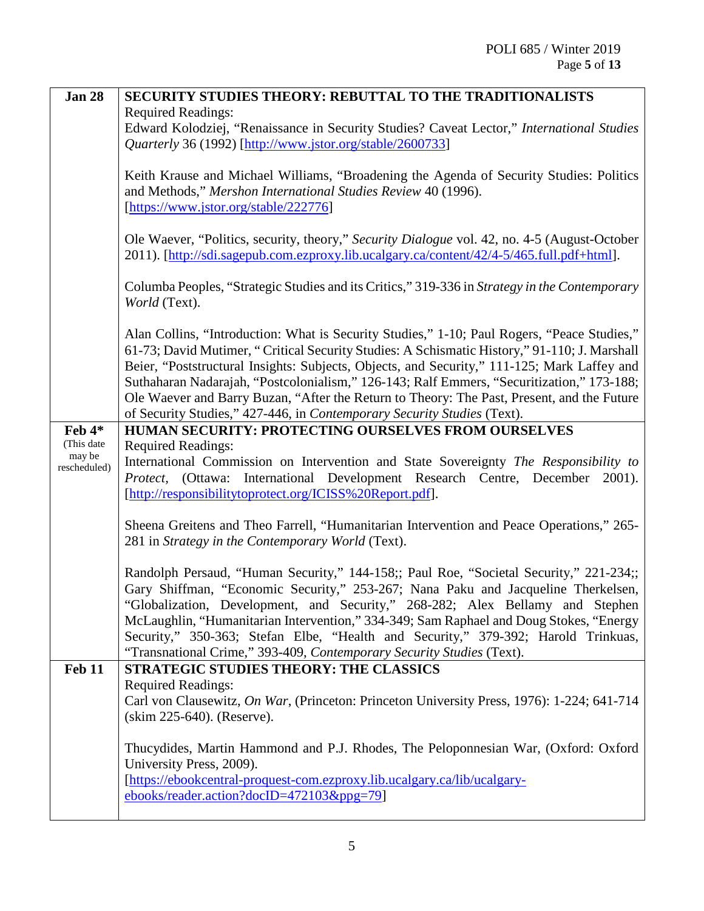| | |
|---|---|
| **Jan 28** | **SECURITY STUDIES THEORY: REBUTTAL TO THE TRADITIONALISTS**<br>Required Readings:<br>Edward Kolodziej, "Renaissance in Security Studies? Caveat Lector," *International Studies Quarterly* 36 (1992) [http://www.jstor.org/stable/2600733]<br><br>Keith Krause and Michael Williams, "Broadening the Agenda of Security Studies: Politics and Methods," *Mershon International Studies Review* 40 (1996). [https://www.jstor.org/stable/222776]<br><br>Ole Waever, "Politics, security, theory," *Security Dialogue* vol. 42, no. 4-5 (August-October 2011). [http://sdi.sagepub.com.ezproxy.lib.ucalgary.ca/content/42/4-5/465.full.pdf+html].<br><br>Columba Peoples, "Strategic Studies and its Critics," 319-336 in *Strategy in the Contemporary World* (Text).<br><br>Alan Collins, "Introduction: What is Security Studies," 1-10; Paul Rogers, "Peace Studies," 61-73; David Mutimer, " Critical Security Studies: A Schismatic History," 91-110; J. Marshall Beier, "Poststructural Insights: Subjects, Objects, and Security," 111-125; Mark Laffey and Suthaharan Nadarajah, "Postcolonialism," 126-143; Ralf Emmers, "Securitization," 173-188; Ole Waever and Barry Buzan, "After the Return to Theory: The Past, Present, and the Future of Security Studies," 427-446, in *Contemporary Security Studies* (Text). |
| **Feb 4***<br>(This date may be rescheduled) | **HUMAN SECURITY: PROTECTING OURSELVES FROM OURSELVES**<br>Required Readings:<br>International Commission on Intervention and State Sovereignty *The Responsibility to Protect*, (Ottawa: International Development Research Centre, December 2001). [http://responsibilitytoprotect.org/ICISS%20Report.pdf].<br><br>Sheena Greitens and Theo Farrell, "Humanitarian Intervention and Peace Operations," 265-281 in *Strategy in the Contemporary World* (Text).<br><br>Randolph Persaud, "Human Security," 144-158;; Paul Roe, "Societal Security," 221-234;; Gary Shiffman, "Economic Security," 253-267; Nana Paku and Jacqueline Therkelsen, "Globalization, Development, and Security," 268-282; Alex Bellamy and Stephen McLaughlin, "Humanitarian Intervention," 334-349; Sam Raphael and Doug Stokes, "Energy Security," 350-363; Stefan Elbe, "Health and Security," 379-392; Harold Trinkuas, "Transnational Crime," 393-409, *Contemporary Security Studies* (Text). |
| **Feb 11** | **STRATEGIC STUDIES THEORY: THE CLASSICS**<br>Required Readings:<br>Carl von Clausewitz, *On War*, (Princeton: Princeton University Press, 1976): 1-224; 641-714 (skim 225-640). (Reserve).<br><br>Thucydides, Martin Hammond and P.J. Rhodes, The Peloponnesian War, (Oxford: Oxford University Press, 2009). [https://ebookcentral-proquest-com.ezproxy.lib.ucalgary.ca/lib/ucalgary-ebooks/reader.action?docID=472103&ppg=79] |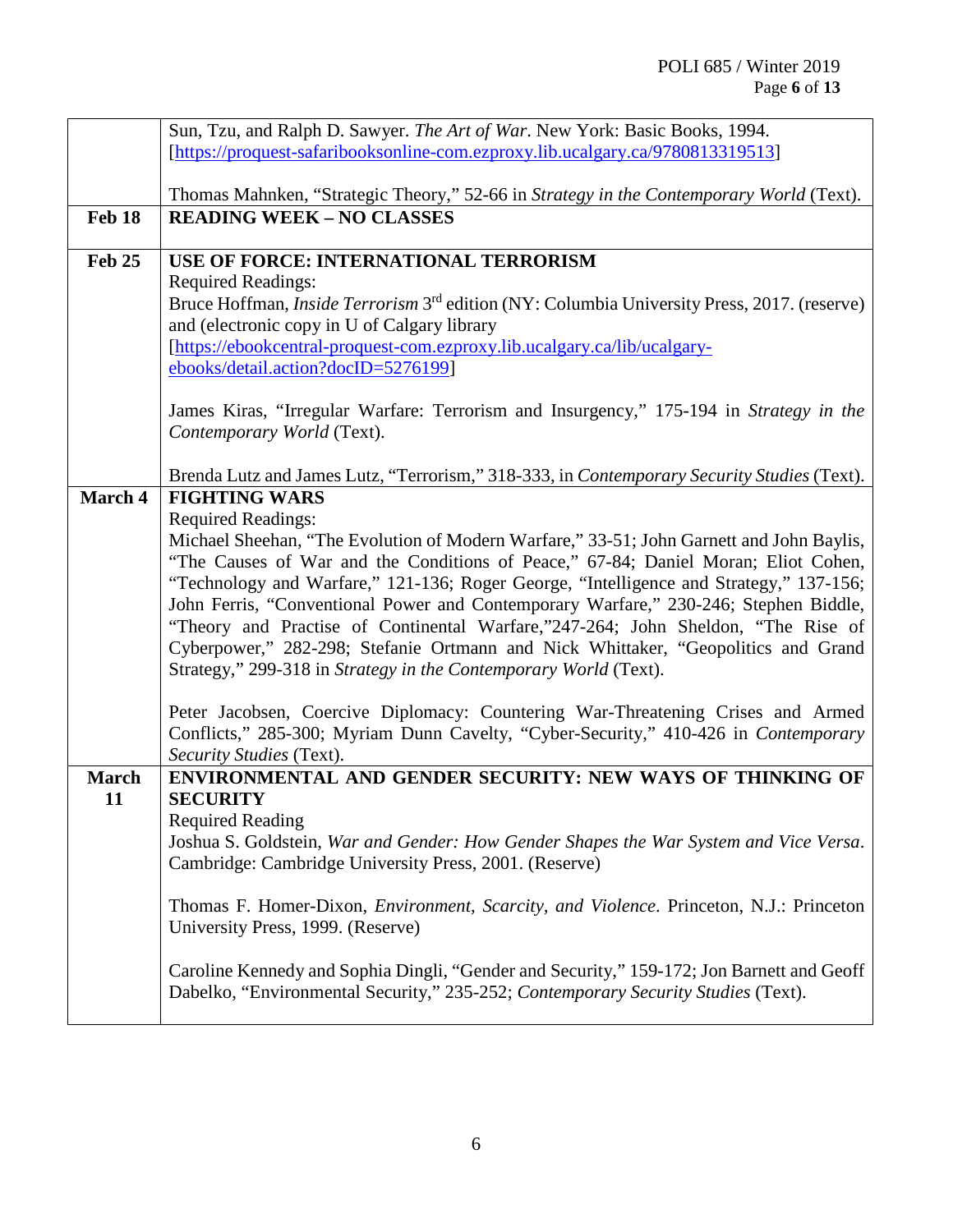| | |
|---|---|
| | Sun, Tzu, and Ralph D. Sawyer. *The Art of War*. New York: Basic Books, 1994. [https://proquest-safaribooksonline-com.ezproxy.lib.ucalgary.ca/9780813319513]<br><br>Thomas Mahnken, "Strategic Theory," 52-66 in *Strategy in the Contemporary World* (Text). |
| **Feb 18** | **READING WEEK – NO CLASSES** |
| **Feb 25** | **USE OF FORCE: INTERNATIONAL TERRORISM**<br>Required Readings:<br>Bruce Hoffman, *Inside Terrorism* 3rd edition (NY: Columbia University Press, 2017. (reserve) and (electronic copy in U of Calgary library [https://ebookcentral-proquest-com.ezproxy.lib.ucalgary.ca/lib/ucalgary-ebooks/detail.action?docID=5276199]<br><br>James Kiras, "Irregular Warfare: Terrorism and Insurgency," 175-194 in *Strategy in the Contemporary World* (Text).<br><br>Brenda Lutz and James Lutz, "Terrorism," 318-333, in *Contemporary Security Studies* (Text). |
| **March 4** | **FIGHTING WARS**<br>Required Readings:<br>Michael Sheehan, "The Evolution of Modern Warfare," 33-51; John Garnett and John Baylis, "The Causes of War and the Conditions of Peace," 67-84; Daniel Moran; Eliot Cohen, "Technology and Warfare," 121-136; Roger George, "Intelligence and Strategy," 137-156; John Ferris, "Conventional Power and Contemporary Warfare," 230-246; Stephen Biddle, "Theory and Practise of Continental Warfare,"247-264; John Sheldon, "The Rise of Cyberpower," 282-298; Stefanie Ortmann and Nick Whittaker, "Geopolitics and Grand Strategy," 299-318 in *Strategy in the Contemporary World* (Text).<br><br>Peter Jacobsen, Coercive Diplomacy: Countering War-Threatening Crises and Armed Conflicts," 285-300; Myriam Dunn Cavelty, "Cyber-Security," 410-426 in *Contemporary Security Studies* (Text). |
| **March 11** | **ENVIRONMENTAL AND GENDER SECURITY: NEW WAYS OF THINKING OF SECURITY**<br>Required Reading<br>Joshua S. Goldstein, *War and Gender: How Gender Shapes the War System and Vice Versa*. Cambridge: Cambridge University Press, 2001. (Reserve)<br><br>Thomas F. Homer-Dixon, *Environment, Scarcity, and Violence*. Princeton, N.J.: Princeton University Press, 1999. (Reserve)<br><br>Caroline Kennedy and Sophia Dingli, "Gender and Security," 159-172; Jon Barnett and Geoff Dabelko, "Environmental Security," 235-252; *Contemporary Security Studies* (Text). |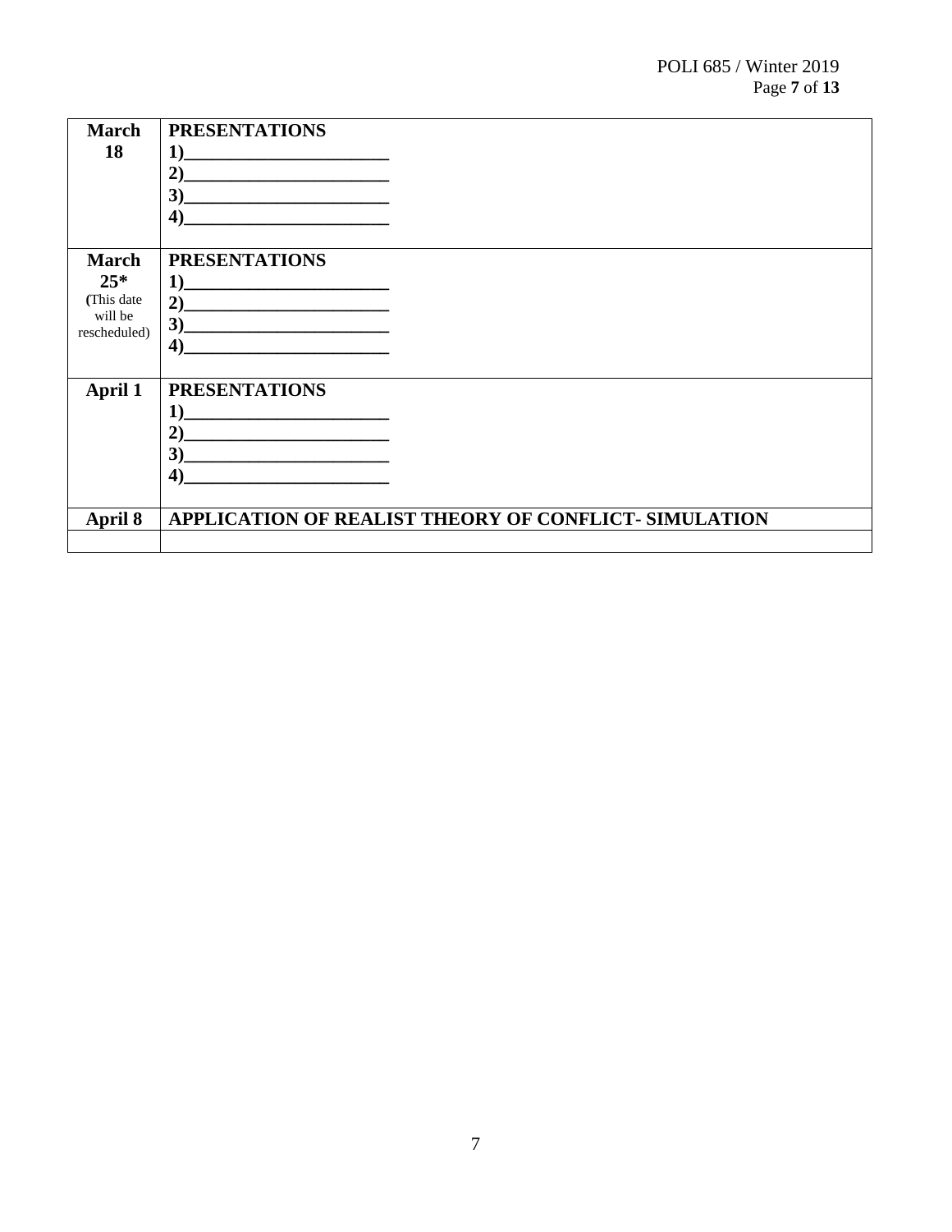| March 18 | **PRESENTATIONS**<br>**1)\_\_\_\_\_\_\_\_\_\_\_\_\_\_\_\_\_\_\_\_\_\_**<br>**2)\_\_\_\_\_\_\_\_\_\_\_\_\_\_\_\_\_\_\_\_\_\_**<br>**3)\_\_\_\_\_\_\_\_\_\_\_\_\_\_\_\_\_\_\_\_\_\_**<br>**4)\_\_\_\_\_\_\_\_\_\_\_\_\_\_\_\_\_\_\_\_\_\_** |
|---|---|
| **March 25*** (This date will be rescheduled) | **PRESENTATIONS**<br>**1)\_\_\_\_\_\_\_\_\_\_\_\_\_\_\_\_\_\_\_\_\_\_**<br>**2)\_\_\_\_\_\_\_\_\_\_\_\_\_\_\_\_\_\_\_\_\_\_**<br>**3)\_\_\_\_\_\_\_\_\_\_\_\_\_\_\_\_\_\_\_\_\_\_**<br>**4)\_\_\_\_\_\_\_\_\_\_\_\_\_\_\_\_\_\_\_\_\_\_** |
| **April 1** | **PRESENTATIONS**<br>**1)\_\_\_\_\_\_\_\_\_\_\_\_\_\_\_\_\_\_\_\_\_\_**<br>**2)\_\_\_\_\_\_\_\_\_\_\_\_\_\_\_\_\_\_\_\_\_\_**<br>**3)\_\_\_\_\_\_\_\_\_\_\_\_\_\_\_\_\_\_\_\_\_\_**<br>**4)\_\_\_\_\_\_\_\_\_\_\_\_\_\_\_\_\_\_\_\_\_\_** |
| **April 8** | **APPLICATION OF REALIST THEORY OF CONFLICT- SIMULATION** |
| | |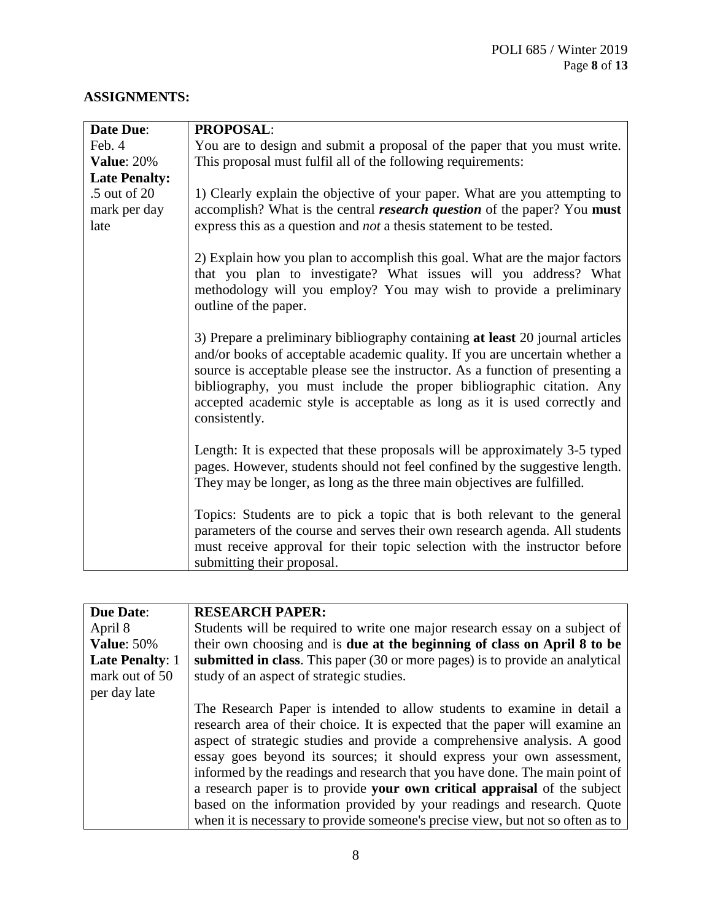## ASSIGNMENTS:

| **Date Due**: Feb. 4 **Value**: 20% **Late Penalty:** .5 out of 20 mark per day late | **PROPOSAL**: You are to design and submit a proposal of the paper that you must write. This proposal must fulfil all of the following requirements:<br><br>1) Clearly explain the objective of your paper. What are you attempting to accomplish? What is the central ***research question*** of the paper? You **must** express this as a question and *not* a thesis statement to be tested.<br><br>2) Explain how you plan to accomplish this goal. What are the major factors that you plan to investigate? What issues will you address? What methodology will you employ? You may wish to provide a preliminary outline of the paper.<br><br>3) Prepare a preliminary bibliography containing **at least** 20 journal articles and/or books of acceptable academic quality. If you are uncertain whether a source is acceptable please see the instructor. As a function of presenting a bibliography, you must include the proper bibliographic citation. Any accepted academic style is acceptable as long as it is used correctly and consistently.<br><br>Length: It is expected that these proposals will be approximately 3-5 typed pages. However, students should not feel confined by the suggestive length. They may be longer, as long as the three main objectives are fulfilled.<br><br>Topics: Students are to pick a topic that is both relevant to the general parameters of the course and serves their own research agenda. All students must receive approval for their topic selection with the instructor before submitting their proposal. |
|---|---|

| **Due Date**: April 8 **Value**: 50% **Late Penalty**: 1 mark out of 50 per day late | **RESEARCH PAPER:** Students will be required to write one major research essay on a subject of their own choosing and is **due at the beginning of class on April 8 to be submitted in class**. This paper (30 or more pages) is to provide an analytical study of an aspect of strategic studies.<br><br>The Research Paper is intended to allow students to examine in detail a research area of their choice. It is expected that the paper will examine an aspect of strategic studies and provide a comprehensive analysis. A good essay goes beyond its sources; it should express your own assessment, informed by the readings and research that you have done. The main point of a research paper is to provide **your own critical appraisal** of the subject based on the information provided by your readings and research. Quote when it is necessary to provide someone's precise view, but not so often as to |
|---|---|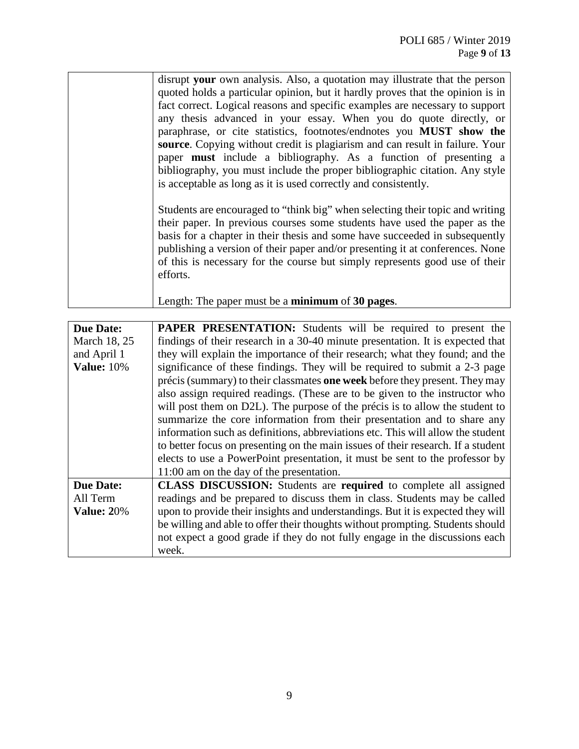| | |
|---|---|
| | disrupt **your** own analysis. Also, a quotation may illustrate that the person quoted holds a particular opinion, but it hardly proves that the opinion is in fact correct. Logical reasons and specific examples are necessary to support any thesis advanced in your essay. When you do quote directly, or paraphrase, or cite statistics, footnotes/endnotes you **MUST show the source**. Copying without credit is plagiarism and can result in failure. Your paper **must** include a bibliography. As a function of presenting a bibliography, you must include the proper bibliographic citation. Any style is acceptable as long as it is used correctly and consistently.<br><br>Students are encouraged to "think big" when selecting their topic and writing their paper. In previous courses some students have used the paper as the basis for a chapter in their thesis and some have succeeded in subsequently publishing a version of their paper and/or presenting it at conferences. None of this is necessary for the course but simply represents good use of their efforts.<br><br>Length: The paper must be a **minimum** of **30 pages**. |

| | |
|---|---|
| **Due Date:**<br>March 18, 25 and April 1<br>**Value:** 10% | **PAPER PRESENTATION:** Students will be required to present the findings of their research in a 30-40 minute presentation. It is expected that they will explain the importance of their research; what they found; and the significance of these findings. They will be required to submit a 2-3 page précis (summary) to their classmates **one week** before they present. They may also assign required readings. (These are to be given to the instructor who will post them on D2L). The purpose of the précis is to allow the student to summarize the core information from their presentation and to share any information such as definitions, abbreviations etc. This will allow the student to better focus on presenting on the main issues of their research. If a student elects to use a PowerPoint presentation, it must be sent to the professor by 11:00 am on the day of the presentation. |
| **Due Date:**<br>All Term<br>**Value:** 20% | **CLASS DISCUSSION:** Students are **required** to complete all assigned readings and be prepared to discuss them in class. Students may be called upon to provide their insights and understandings. But it is expected they will be willing and able to offer their thoughts without prompting. Students should not expect a good grade if they do not fully engage in the discussions each week. |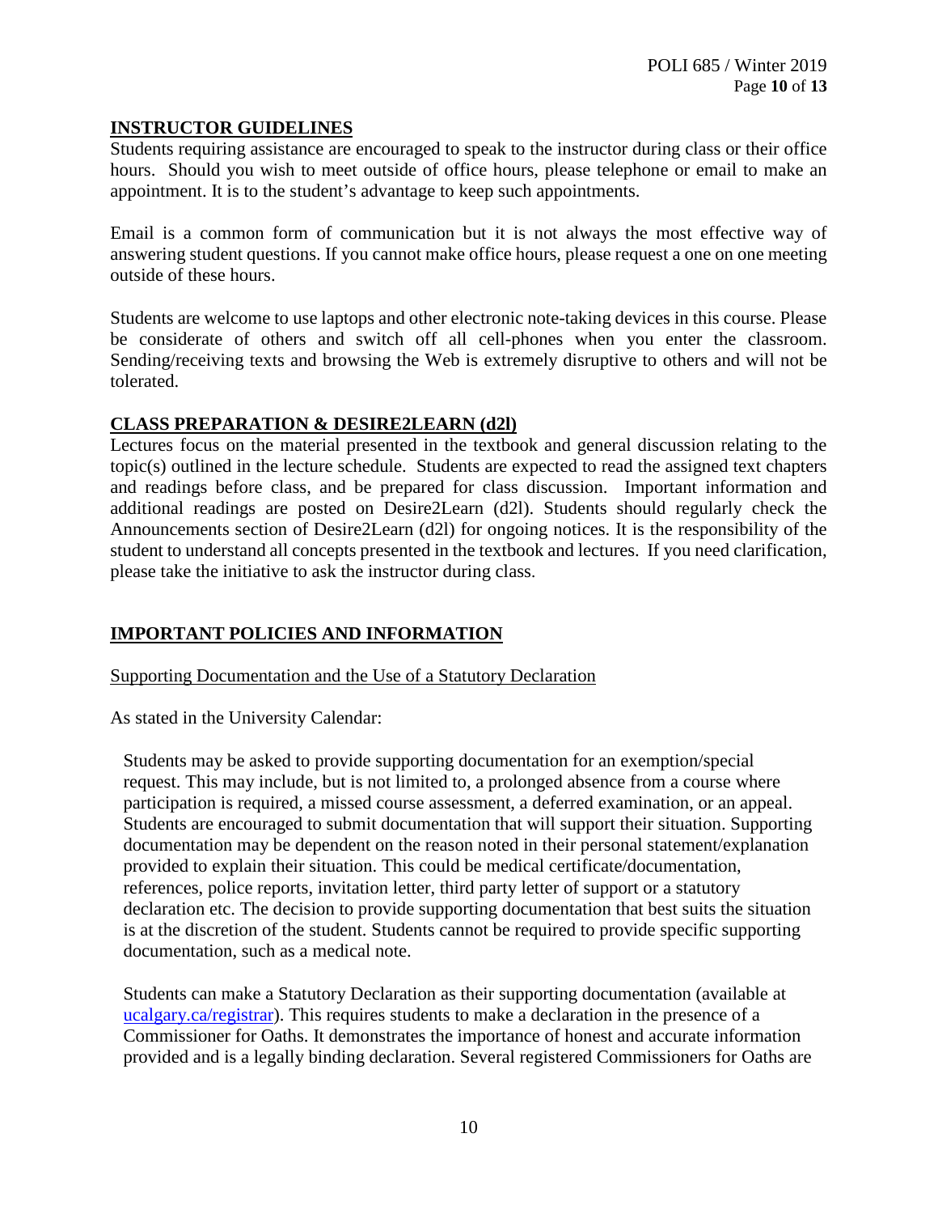## INSTRUCTOR GUIDELINES

Students requiring assistance are encouraged to speak to the instructor during class or their office hours. Should you wish to meet outside of office hours, please telephone or email to make an appointment. It is to the student's advantage to keep such appointments.

Email is a common form of communication but it is not always the most effective way of answering student questions. If you cannot make office hours, please request a one on one meeting outside of these hours.

Students are welcome to use laptops and other electronic note-taking devices in this course. Please be considerate of others and switch off all cell-phones when you enter the classroom. Sending/receiving texts and browsing the Web is extremely disruptive to others and will not be tolerated.

## CLASS PREPARATION & DESIRE2LEARN (d2l)

Lectures focus on the material presented in the textbook and general discussion relating to the topic(s) outlined in the lecture schedule. Students are expected to read the assigned text chapters and readings before class, and be prepared for class discussion. Important information and additional readings are posted on Desire2Learn (d2l). Students should regularly check the Announcements section of Desire2Learn (d2l) for ongoing notices. It is the responsibility of the student to understand all concepts presented in the textbook and lectures. If you need clarification, please take the initiative to ask the instructor during class.

## IMPORTANT POLICIES AND INFORMATION

### Supporting Documentation and the Use of a Statutory Declaration

As stated in the University Calendar:

> Students may be asked to provide supporting documentation for an exemption/special request. This may include, but is not limited to, a prolonged absence from a course where participation is required, a missed course assessment, a deferred examination, or an appeal. Students are encouraged to submit documentation that will support their situation. Supporting documentation may be dependent on the reason noted in their personal statement/explanation provided to explain their situation. This could be medical certificate/documentation, references, police reports, invitation letter, third party letter of support or a statutory declaration etc. The decision to provide supporting documentation that best suits the situation is at the discretion of the student. Students cannot be required to provide specific supporting documentation, such as a medical note.
>
> Students can make a Statutory Declaration as their supporting documentation (available at ucalgary.ca/registrar). This requires students to make a declaration in the presence of a Commissioner for Oaths. It demonstrates the importance of honest and accurate information provided and is a legally binding declaration. Several registered Commissioners for Oaths are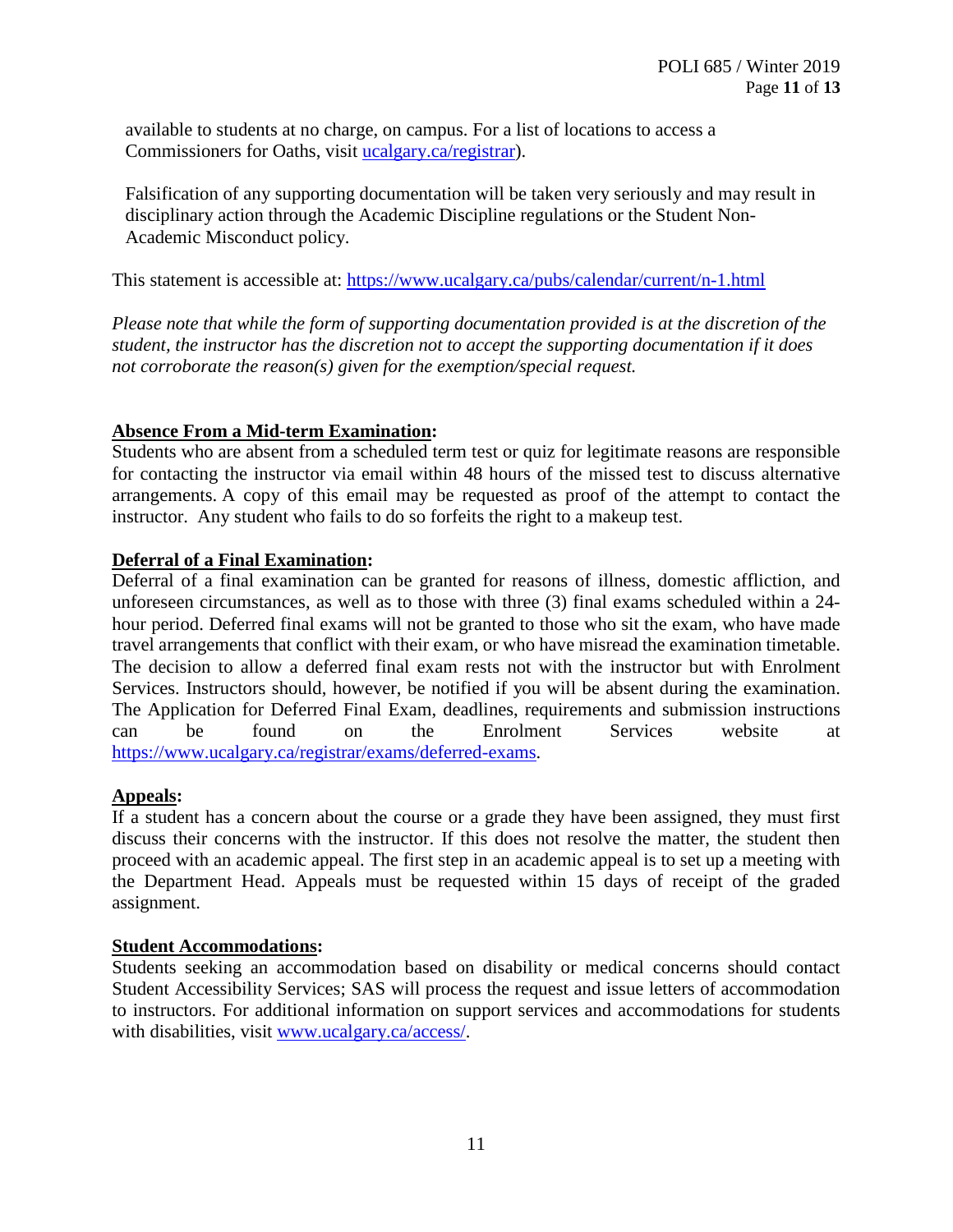available to students at no charge, on campus. For a list of locations to access a Commissioners for Oaths, visit [ucalgary.ca/registrar](ucalgary.ca/registrar)).

Falsification of any supporting documentation will be taken very seriously and may result in disciplinary action through the Academic Discipline regulations or the Student Non-Academic Misconduct policy.

This statement is accessible at: https://www.ucalgary.ca/pubs/calendar/current/n-1.html

*Please note that while the form of supporting documentation provided is at the discretion of the student, the instructor has the discretion not to accept the supporting documentation if it does not corroborate the reason(s) given for the exemption/special request.*

**Absence From a Mid-term Examination:**
Students who are absent from a scheduled term test or quiz for legitimate reasons are responsible for contacting the instructor via email within 48 hours of the missed test to discuss alternative arrangements. A copy of this email may be requested as proof of the attempt to contact the instructor. Any student who fails to do so forfeits the right to a makeup test.

**Deferral of a Final Examination:**
Deferral of a final examination can be granted for reasons of illness, domestic affliction, and unforeseen circumstances, as well as to those with three (3) final exams scheduled within a 24-hour period. Deferred final exams will not be granted to those who sit the exam, who have made travel arrangements that conflict with their exam, or who have misread the examination timetable. The decision to allow a deferred final exam rests not with the instructor but with Enrolment Services. Instructors should, however, be notified if you will be absent during the examination. The Application for Deferred Final Exam, deadlines, requirements and submission instructions can be found on the Enrolment Services website at https://www.ucalgary.ca/registrar/exams/deferred-exams.

**Appeals:**
If a student has a concern about the course or a grade they have been assigned, they must first discuss their concerns with the instructor. If this does not resolve the matter, the student then proceed with an academic appeal. The first step in an academic appeal is to set up a meeting with the Department Head. Appeals must be requested within 15 days of receipt of the graded assignment.

**Student Accommodations:**
Students seeking an accommodation based on disability or medical concerns should contact Student Accessibility Services; SAS will process the request and issue letters of accommodation to instructors. For additional information on support services and accommodations for students with disabilities, visit www.ucalgary.ca/access/.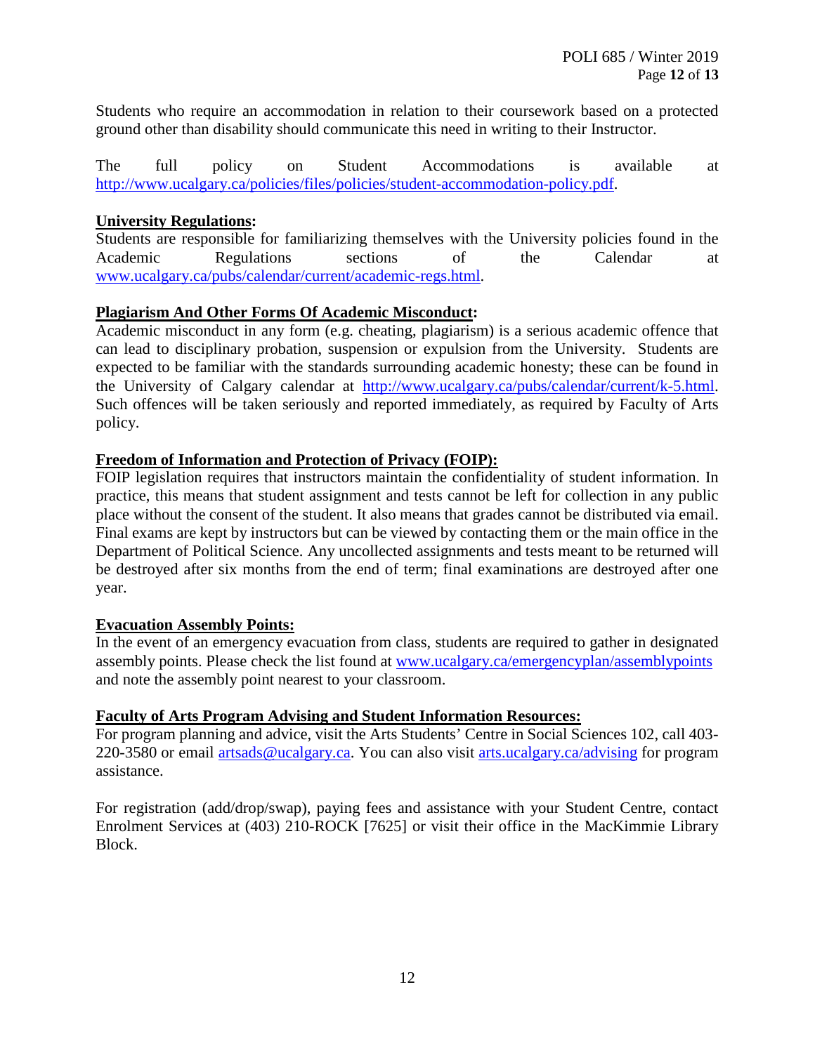Students who require an accommodation in relation to their coursework based on a protected ground other than disability should communicate this need in writing to their Instructor.

The full policy on Student Accommodations is available at [http://www.ucalgary.ca/policies/files/policies/student-accommodation-policy.pdf](http://www.ucalgary.ca/policies/files/policies/student-accommodation-policy.pdf).

**University Regulations:**

Students are responsible for familiarizing themselves with the University policies found in the Academic Regulations sections of the Calendar at [www.ucalgary.ca/pubs/calendar/current/academic-regs.html](www.ucalgary.ca/pubs/calendar/current/academic-regs.html).

**Plagiarism And Other Forms Of Academic Misconduct:**

Academic misconduct in any form (e.g. cheating, plagiarism) is a serious academic offence that can lead to disciplinary probation, suspension or expulsion from the University. Students are expected to be familiar with the standards surrounding academic honesty; these can be found in the University of Calgary calendar at [http://www.ucalgary.ca/pubs/calendar/current/k-5.html](http://www.ucalgary.ca/pubs/calendar/current/k-5.html). Such offences will be taken seriously and reported immediately, as required by Faculty of Arts policy.

**Freedom of Information and Protection of Privacy (FOIP):**

FOIP legislation requires that instructors maintain the confidentiality of student information. In practice, this means that student assignment and tests cannot be left for collection in any public place without the consent of the student. It also means that grades cannot be distributed via email. Final exams are kept by instructors but can be viewed by contacting them or the main office in the Department of Political Science. Any uncollected assignments and tests meant to be returned will be destroyed after six months from the end of term; final examinations are destroyed after one year.

**Evacuation Assembly Points:**

In the event of an emergency evacuation from class, students are required to gather in designated assembly points. Please check the list found at [www.ucalgary.ca/emergencyplan/assemblypoints](www.ucalgary.ca/emergencyplan/assemblypoints) and note the assembly point nearest to your classroom.

**Faculty of Arts Program Advising and Student Information Resources:**

For program planning and advice, visit the Arts Students' Centre in Social Sciences 102, call 403-220-3580 or email [artsads@ucalgary.ca](mailto:artsads@ucalgary.ca). You can also visit [arts.ucalgary.ca/advising](arts.ucalgary.ca/advising) for program assistance.

For registration (add/drop/swap), paying fees and assistance with your Student Centre, contact Enrolment Services at (403) 210-ROCK [7625] or visit their office in the MacKimmie Library Block.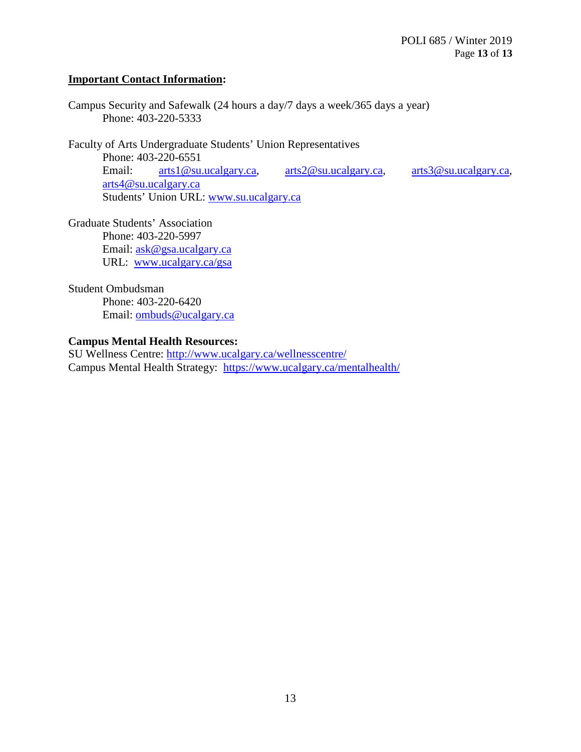**<u>Important Contact Information</u>:**

Campus Security and Safewalk (24 hours a day/7 days a week/365 days a year)
Phone: 403-220-5333

Faculty of Arts Undergraduate Students' Union Representatives
Phone: 403-220-6551
Email: arts1@su.ucalgary.ca, arts2@su.ucalgary.ca, arts3@su.ucalgary.ca, arts4@su.ucalgary.ca
Students' Union URL: www.su.ucalgary.ca

Graduate Students' Association
Phone: 403-220-5997
Email: ask@gsa.ucalgary.ca
URL: www.ucalgary.ca/gsa

Student Ombudsman
Phone: 403-220-6420
Email: ombuds@ucalgary.ca

**Campus Mental Health Resources:**

SU Wellness Centre: http://www.ucalgary.ca/wellnesscentre/
Campus Mental Health Strategy: https://www.ucalgary.ca/mentalhealth/